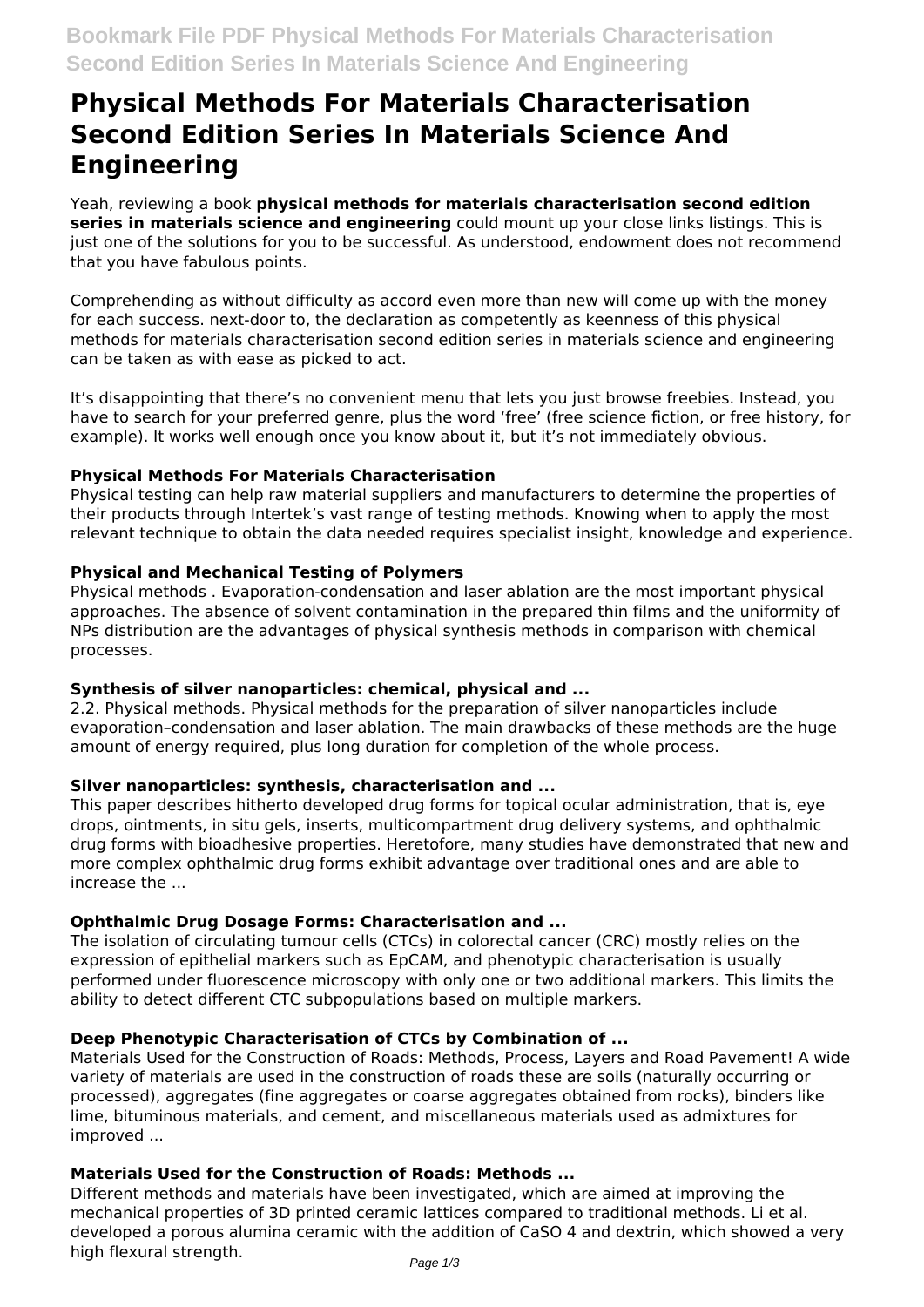# Physical Methods For Materials Characterisation Second Edition Series In Materials Science And Engineering

Yeah, reviewing a book **physical methods for materials characterisation second edition series in materials science and engineering** could mount up your close links listings. This is just one of the solutions for you to be successful. As understood, endowment does not recommend that you have fabulous points.

Comprehending as without difficulty as accord even more than new will come up with the money for each success. next-door to, the declaration as competently as keenness of this physical methods for materials characterisation second edition series in materials science and engineering can be taken as with ease as picked to act.

It's disappointing that there's no convenient menu that lets you just browse freebies. Instead, you have to search for your preferred genre, plus the word 'free' (free science fiction, or free history, for example). It works well enough once you know about it, but it's not immediately obvious.

### Physical Methods For Materials Characterisation

Physical testing can help raw material suppliers and manufacturers to determine the properties of their products through Intertek's vast range of testing methods. Knowing when to apply the most relevant technique to obtain the data needed requires specialist insight, knowledge and experience.

### Physical and Mechanical Testing of Polymers

Physical methods . Evaporation-condensation and laser ablation are the most important physical approaches. The absence of solvent contamination in the prepared thin films and the uniformity of NPs distribution are the advantages of physical synthesis methods in comparison with chemical processes.

### Synthesis of silver nanoparticles: chemical, physical and ...

2.2. Physical methods. Physical methods for the preparation of silver nanoparticles include evaporation–condensation and laser ablation. The main drawbacks of these methods are the huge amount of energy required, plus long duration for completion of the whole process.

### Silver nanoparticles: synthesis, characterisation and ...

This paper describes hitherto developed drug forms for topical ocular administration, that is, eye drops, ointments, in situ gels, inserts, multicompartment drug delivery systems, and ophthalmic drug forms with bioadhesive properties. Heretofore, many studies have demonstrated that new and more complex ophthalmic drug forms exhibit advantage over traditional ones and are able to increase the ...

### Ophthalmic Drug Dosage Forms: Characterisation and ...

The isolation of circulating tumour cells (CTCs) in colorectal cancer (CRC) mostly relies on the expression of epithelial markers such as EpCAM, and phenotypic characterisation is usually performed under fluorescence microscopy with only one or two additional markers. This limits the ability to detect different CTC subpopulations based on multiple markers.

### Deep Phenotypic Characterisation of CTCs by Combination of ...

Materials Used for the Construction of Roads: Methods, Process, Layers and Road Pavement! A wide variety of materials are used in the construction of roads these are soils (naturally occurring or processed), aggregates (fine aggregates or coarse aggregates obtained from rocks), binders like lime, bituminous materials, and cement, and miscellaneous materials used as admixtures for improved ...

### Materials Used for the Construction of Roads: Methods ...

Different methods and materials have been investigated, which are aimed at improving the mechanical properties of 3D printed ceramic lattices compared to traditional methods. Li et al. developed a porous alumina ceramic with the addition of $CaSO_4$ and dextrin, which showed a very high flexural strength.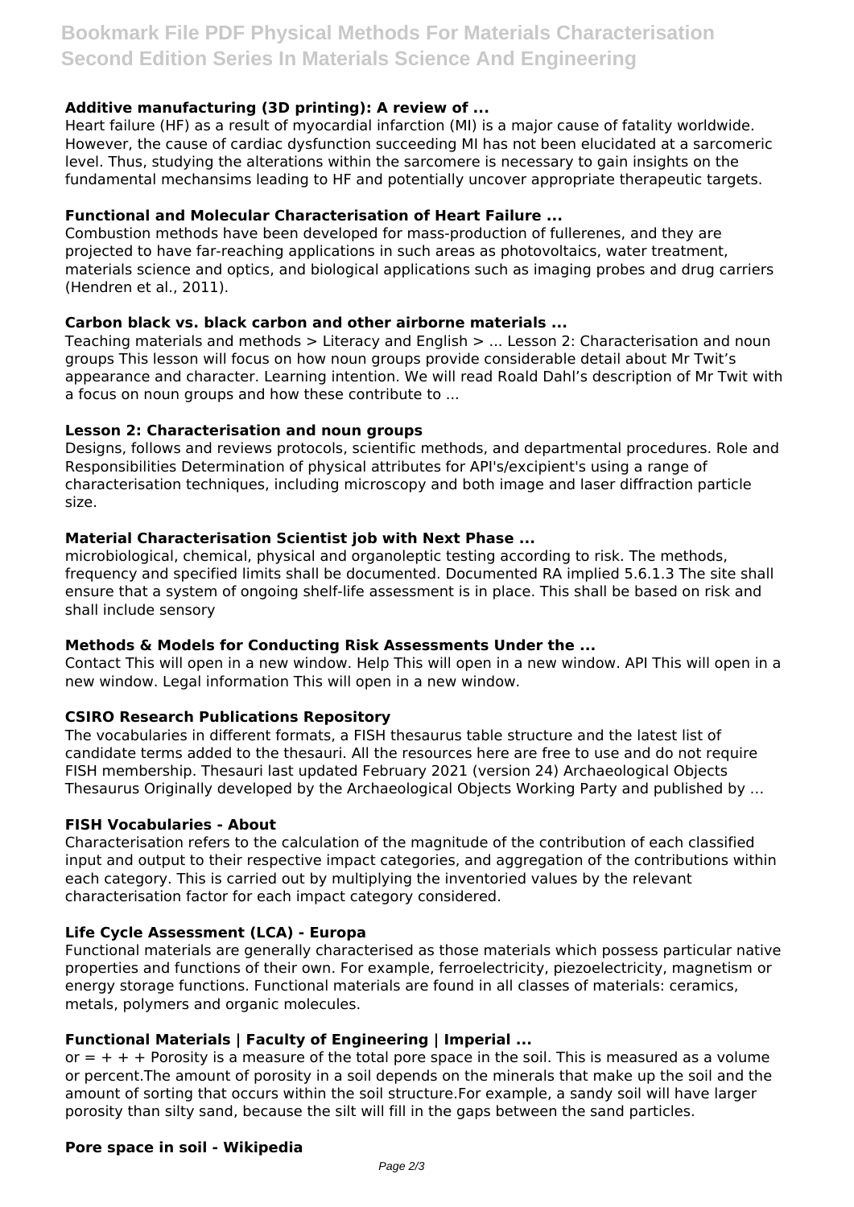**Additive manufacturing (3D printing): A review of ...**

Heart failure (HF) as a result of myocardial infarction (MI) is a major cause of fatality worldwide. However, the cause of cardiac dysfunction succeeding MI has not been elucidated at a sarcomeric level. Thus, studying the alterations within the sarcomere is necessary to gain insights on the fundamental mechansims leading to HF and potentially uncover appropriate therapeutic targets.

**Functional and Molecular Characterisation of Heart Failure ...**

Combustion methods have been developed for mass-production of fullerenes, and they are projected to have far-reaching applications in such areas as photovoltaics, water treatment, materials science and optics, and biological applications such as imaging probes and drug carriers (Hendren et al., 2011).

**Carbon black vs. black carbon and other airborne materials ...**

Teaching materials and methods > Literacy and English > ... Lesson 2: Characterisation and noun groups This lesson will focus on how noun groups provide considerable detail about Mr Twit's appearance and character. Learning intention. We will read Roald Dahl's description of Mr Twit with a focus on noun groups and how these contribute to ...

**Lesson 2: Characterisation and noun groups**

Designs, follows and reviews protocols, scientific methods, and departmental procedures. Role and Responsibilities Determination of physical attributes for API's/excipient's using a range of characterisation techniques, including microscopy and both image and laser diffraction particle size.

**Material Characterisation Scientist job with Next Phase ...**

microbiological, chemical, physical and organoleptic testing according to risk. The methods, frequency and specified limits shall be documented. Documented RA implied 5.6.1.3 The site shall ensure that a system of ongoing shelf-life assessment is in place. This shall be based on risk and shall include sensory

**Methods & Models for Conducting Risk Assessments Under the ...**

Contact This will open in a new window. Help This will open in a new window. API This will open in a new window. Legal information This will open in a new window.

**CSIRO Research Publications Repository**

The vocabularies in different formats, a FISH thesaurus table structure and the latest list of candidate terms added to the thesauri. All the resources here are free to use and do not require FISH membership. Thesauri last updated February 2021 (version 24) Archaeological Objects Thesaurus Originally developed by the Archaeological Objects Working Party and published by …

**FISH Vocabularies - About**

Characterisation refers to the calculation of the magnitude of the contribution of each classified input and output to their respective impact categories, and aggregation of the contributions within each category. This is carried out by multiplying the inventoried values by the relevant characterisation factor for each impact category considered.

**Life Cycle Assessment (LCA) - Europa**

Functional materials are generally characterised as those materials which possess particular native properties and functions of their own. For example, ferroelectricity, piezoelectricity, magnetism or energy storage functions. Functional materials are found in all classes of materials: ceramics, metals, polymers and organic molecules.

**Functional Materials | Faculty of Engineering | Imperial ...**

or = + + + Porosity is a measure of the total pore space in the soil. This is measured as a volume or percent.The amount of porosity in a soil depends on the minerals that make up the soil and the amount of sorting that occurs within the soil structure.For example, a sandy soil will have larger porosity than silty sand, because the silt will fill in the gaps between the sand particles.

**Pore space in soil - Wikipedia**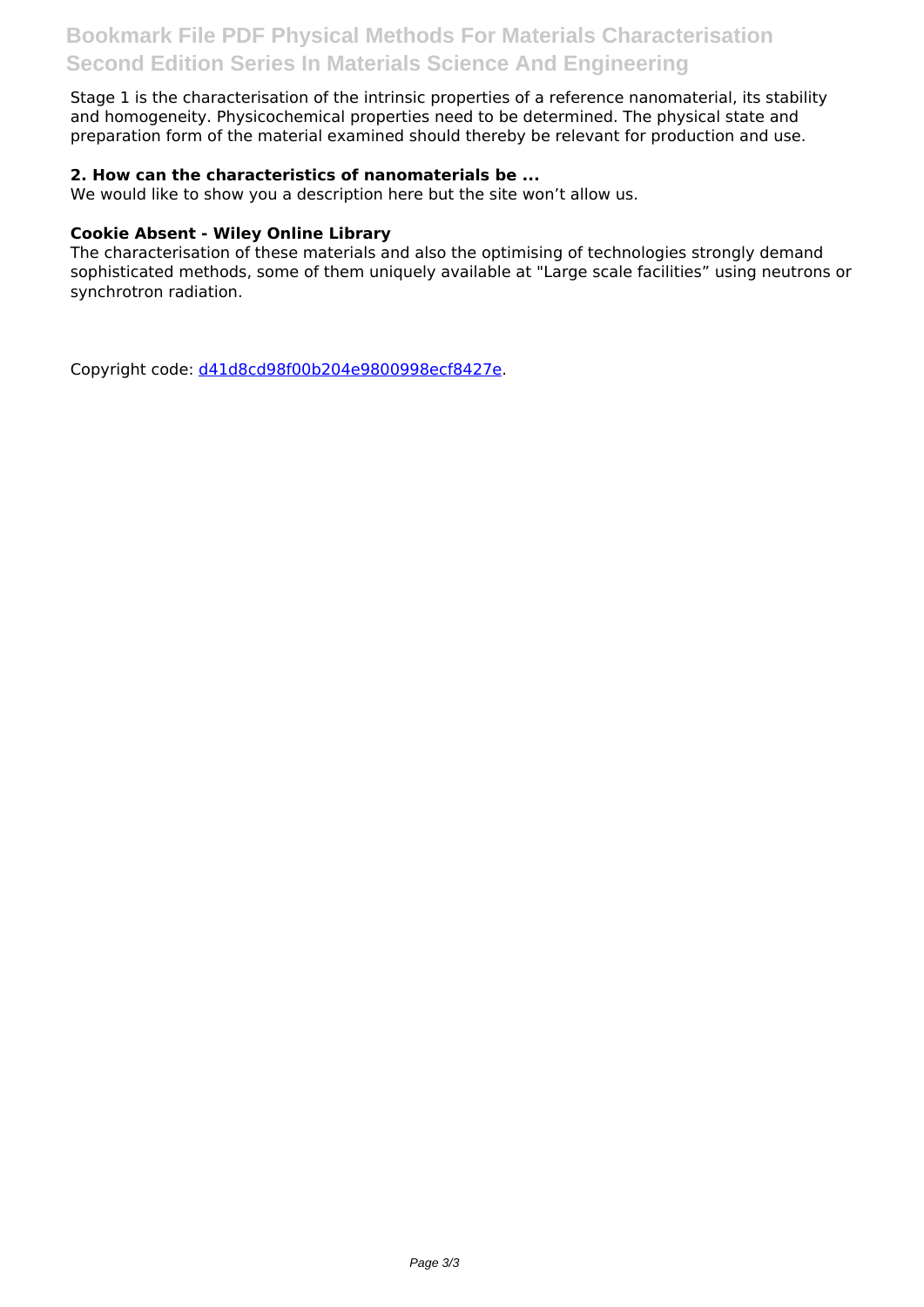Stage 1 is the characterisation of the intrinsic properties of a reference nanomaterial, its stability and homogeneity. Physicochemical properties need to be determined. The physical state and preparation form of the material examined should thereby be relevant for production and use.

**2. How can the characteristics of nanomaterials be ...**

We would like to show you a description here but the site won't allow us.

**Cookie Absent - Wiley Online Library**

The characterisation of these materials and also the optimising of technologies strongly demand sophisticated methods, some of them uniquely available at "Large scale facilities" using neutrons or synchrotron radiation.

Copyright code: d41d8cd98f00b204e9800998ecf8427e.